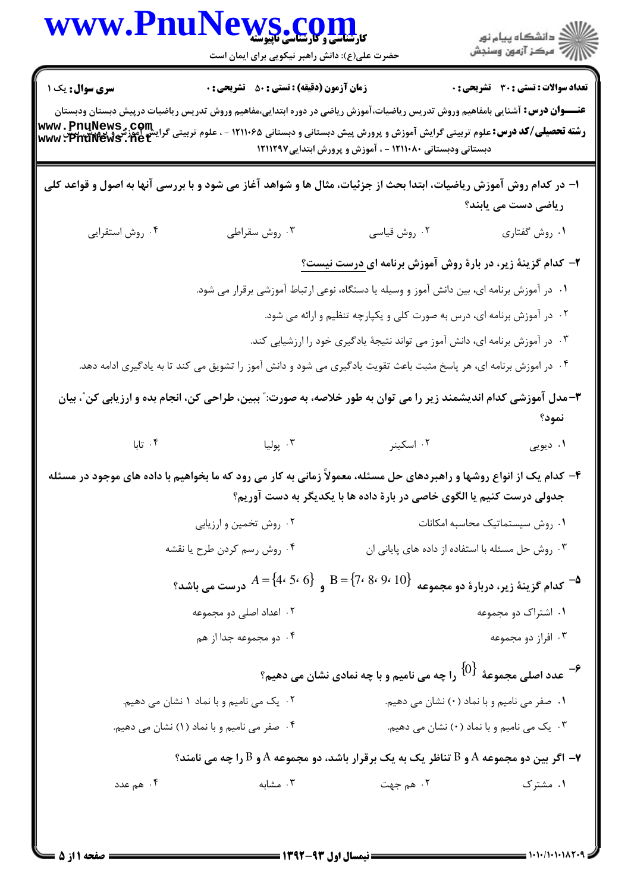**سری سوال:** یک ۱ | **زمان آزمون (دقیقه) : تستی : ۵۰ تشریحی : ۰** | **تعداد سوالات : تستی : ۳۰ تشریحی : ۰**

**عنـــوان درس:** آشنایی بامفاهیم وروش تدریس ریاضیات،آموزش ریاضی در دوره ابتدایی،مفاهیم وروش تدریس ریاضیات درپیش دبستان ودبستان

**رشته تحصیلی/کد درس:** علوم تربیتی گرایش آموزش و پرورش پیش دبستانی و دبستانی ۱۲۱۱۰۶۵ - ، علوم تربیتی گرایش آموزش و پرورش پیش دبستانی ودبستانی ۱۲۱۱۰۸۰ - ، آموزش و پرورش ابتدایی ۱۲۱۱۲۹۷

۱- در کدام روش آموزش ریاضیات، ابتدا بحث از جزئیات، مثال ها و شواهد آغاز می شود و با بررسی آنها به اصول و قواعد کلی ریاضی دست می یابند؟

۱. روش گفتاری
۲. روش قیاسی
۳. روش سقراطی
۴. روش استقرایی

۲- کدام گزینهٔ زیر، در بارهٔ روش آموزش برنامه ای درست نیست؟

۱. در آموزش برنامه ای، بین دانش آموز و وسیله یا دستگاه، نوعی ارتباط آموزشی برقرار می شود.
۲. در آموزش برنامه ای، درس به صورت کلی و یکپارچه تنظیم و ارائه می شود.
۳. در آموزش برنامه ای، دانش آموز می تواند نتیجهٔ یادگیری خود را ارزشیابی کند.
۴. در اموزش برنامه ای، هر پاسخ مثبت باعث تقویت یادگیری می شود و دانش آموز را تشویق می کند تا به یادگیری ادامه دهد.

۳- مدل آموزشی کدام اندیشمند زیر را می توان به طور خلاصه، به صورت:" ببین، طراحی کن، انجام بده و ارزیابی کن"، بیان نمود؟

۱. دیویی
۲. اسکینر
۳. پولیا
۴. تابا

۴- کدام یک از انواع روشها و راهبردهای حل مسئله، معمولاً زمانی به کار می رود که ما بخواهیم با داده های موجود در مسئله جدولی درست کنیم یا الگوی خاصی در بارهٔ داده ها با یکدیگر به دست آوریم؟

۱. روش سیستماتیک محاسبه امکانات
۲. روش تخمین و ارزیابی
۳. روش حل مسئله با استفاده از داده های پایانی ان
۴. روش رسم کردن طرح یا نقشه

۵- کدام گزینهٔ زیر، دربارهٔ دو مجموعه $B=\{7، 8، 9، 10\}$ و $A=\{4، 5، 6\}$ درست می باشد؟

۱. اشتراک دو مجموعه
۲. اعداد اصلی دو مجموعه
۳. افراز دو مجموعه
۴. دو مجموعه جدا از هم

۶- عدد اصلی مجموعهٔ $\{0\}$ را چه می نامیم و با چه نمادی نشان می دهیم؟

۱. صفر می نامیم و با نماد (۰) نشان می دهیم.
۲. یک می نامیم و با نماد ۱ نشان می دهیم.
۳. یک می نامیم و با نماد (۰) نشان می دهیم.
۴. صفر می نامیم و با نماد (۱) نشان می دهیم.

۷- اگر بین دو مجموعه A و B تناظر یک به یک برقرار باشد، دو مجموعه A و B را چه می نامند؟

۱. مشترک
۲. هم جهت
۳. مشابه
۴. هم عدد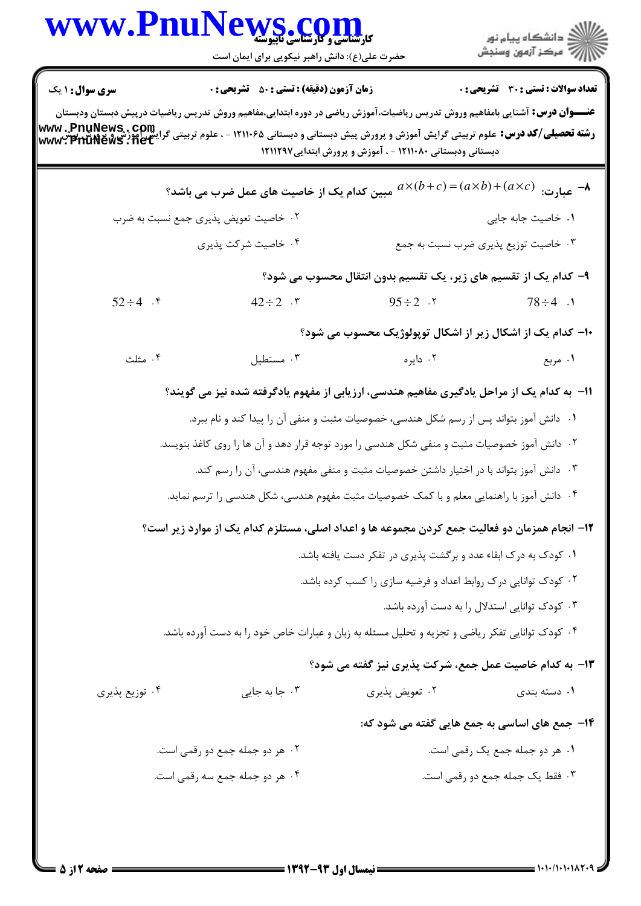**سری سوال:** ۱ یک | **زمان آزمون (دقیقه) : تستی :** ۵۰ **تشریحی :** ۰ | **تعداد سوالات : تستی :** ۳۰ **تشریحی :** ۰

**عنـــوان درس:** آشنایی بامفاهیم وروش تدریس ریاضیات،آموزش ریاضی در دوره ابتدایی،مفاهیم وروش تدریس ریاضیات درپیش دبستان ودبستان

**رشته تحصیلی/کد درس:** علوم تربیتی گرایش آموزش و پرورش پیش دبستانی و دبستانی ۱۲۱۱۰۶۵ - ، علوم تربیتی گرایش آموزش و پرورش پیش دبستانی ودبستانی ۱۲۱۱۰۸۰ - ، آموزش و پرورش ابتدایی ۱۲۱۱۲۹۷

---

**۸- عبارت: $a\times(b+c)=(a\times b)+(a\times c)$ مبین کدام یک از خاصیت های عمل ضرب می باشد؟**

۱. خاصیت جابه جایی
۲. خاصیت تعویض پذیری جمع نسبت به ضرب
۳. خاصیت توزیع پذیری ضرب نسبت به جمع
۴. خاصیت شرکت پذیری

**۹- کدام یک از تقسیم های زیر، یک تقسیم بدون انتقال محسوب می شود؟**

۱. $78\div4$
۲. $95\div2$
۳. $42\div2$
۴. $52\div4$

**۱۰- کدام یک از اشکال زیر از اشکال توپولوژیک محسوب می شود؟**

۱. مربع
۲. دایره
۳. مستطیل
۴. مثلث

**۱۱- به کدام یک از مراحل یادگیری مفاهیم هندسی، ارزیابی از مفهوم یادگرفته شده نیز می گویند؟**

۱. دانش آموز بتواند پس از رسم شکل هندسی، خصوصیات مثبت و منفی آن را پیدا کند و نام ببرد.
۲. دانش آموز خصوصیات مثبت و منفی شکل هندسی را مورد توجه قرار دهد و آن ها را روی کاغذ بنویسد.
۳. دانش آموز بتواند با در اختیار داشتن خصوصیات مثبت و منفی مفهوم هندسی، آن را رسم کند.
۴. دانش آموز با راهنمایی معلم و با کمک خصوصیات مثبت مفهوم هندسی، شکل هندسی را ترسیم نماید.

**۱۲- انجام همزمان دو فعالیت جمع کردن مجموعه ها و اعداد اصلی، مستلزم کدام یک از موارد زیر است؟**

۱. کودک به درک ابقاء عدد و برگشت پذیری در تفکر دست یافته باشد.
۲. کودک توانایی درک روابط اعداد و فرضیه سازی را کسب کرده باشد.
۳. کودک توانایی استدلال را به دست آورده باشد.
۴. کودک توانایی تفکر ریاضی و تجزیه و تحلیل مسئله به زبان و عبارات خاص خود را به دست آورده باشد.

**۱۳- به کدام خاصیت عمل جمع، شرکت پذیری نیز گفته می شود؟**

۱. دسته بندی
۲. تعویض پذیری
۳. جا به جایی
۴. توزیع پذیری

**۱۴- جمع های اساسی به جمع هایی گفته می شود که:**

۱. هر دو جمله جمع یک رقمی است.
۲. هر دو جمله جمع دو رقمی است.
۳. فقط یک جمله جمع دو رقمی است.
۴. هر دو جمله جمع سه رقمی است.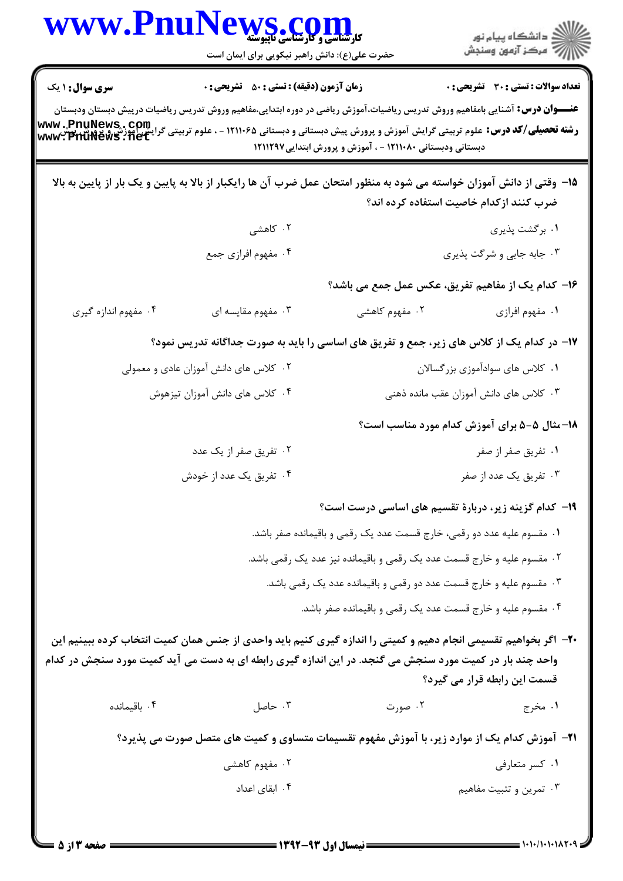**سری سوال:** ۱ یک　　**زمان آزمون (دقیقه) : تستی :** ۵۰　**تشریحی :** ۰　　**تعداد سوالات : تستی :** ۳۰　**تشریحی :** ۰

**عنـــوان درس:** آشنایی بامفاهیم وروش تدریس ریاضیات،آموزش ریاضی در دوره ابتدایی،مفاهیم وروش تدریس ریاضیات درپیش دبستان ودبستان

**رشته تحصیلی/کد درس:** علوم تربیتی گرایش آموزش و پرورش پیش دبستانی و دبستانی ۱۲۱۱۰۶۵ - ، علوم تربیتی گرایش آموزش و پرورش پیش دبستانی ودبستانی ۱۲۱۱۰۸۰ - ، آموزش و پرورش ابتدایی ۱۲۱۱۲۹۷

**۱۵-** وقتی از دانش آموزان خواسته می شود به منظور امتحان عمل ضرب آن ها رایکبار از بالا به پایین و یک بار از پایین به بالا ضرب کنند ازکدام خاصیت استفاده کرده اند؟

۱. برگشت پذیری
۲. کاهشی
۳. جابه جایی و شرکت پذیری
۴. مفهوم افزازی جمع

**۱۶-** کدام یک از مفاهیم تفریق، عکس عمل جمع می باشد؟

۱. مفهوم افزازی
۲. مفهوم کاهشی
۳. مفهوم مقایسه ای
۴. مفهوم اندازه گیری

**۱۷-** در کدام یک از کلاس های زیر، جمع و تفریق های اساسی را باید به صورت جداگانه تدریس نمود؟

۱. کلاس های سوادآموزی بزرگسالان
۲. کلاس های دانش آموزان عادی و معمولی
۳. کلاس های دانش آموزان عقب مانده ذهنی
۴. کلاس های دانش آموزان تیزهوش

**۱۸-** مثال ۵-۵ برای آموزش کدام مورد مناسب است؟

۱. تفریق صفر از صفر
۲. تفریق صفر از یک عدد
۳. تفریق یک عدد از صفر
۴. تفریق یک عدد از خودش

**۱۹-** کدام گزینه زیر، دربارهٔ تقسیم های اساسی درست است؟

۱. مقسوم علیه عدد دو رقمی، خارج قسمت عدد یک رقمی و باقیمانده صفر باشد.
۲. مقسوم علیه و خارج قسمت عدد یک رقمی و باقیمانده نیز عدد یک رقمی باشد.
۳. مقسوم علیه و خارج قسمت عدد دو رقمی و باقیمانده عدد یک رقمی باشد.
۴. مقسوم علیه و خارج قسمت عدد یک رقمی و باقیمانده صفر باشد.

**۲۰-** اگر بخواهیم تقسیمی انجام دهیم و کمیتی را اندازه گیری کنیم باید واحدی از جنس همان کمیت انتخاب کرده ببینیم این واحد چند بار در کمیت مورد سنجش می گنجد. در این اندازه گیری رابطه ای به دست می آید کمیت مورد سنجش در کدام قسمت این رابطه قرار می گیرد؟

۱. مخرج
۲. صورت
۳. حاصل
۴. باقیمانده

**۲۱-** آموزش کدام یک از موارد زیر، با آموزش مفهوم تقسیمات متساوی و کمیت های متصل صورت می پذیرد؟

۱. کسر متعارفی
۲. مفهوم کاهشی
۳. تمرین و تثبیت مفاهیم
۴. ابقای اعداد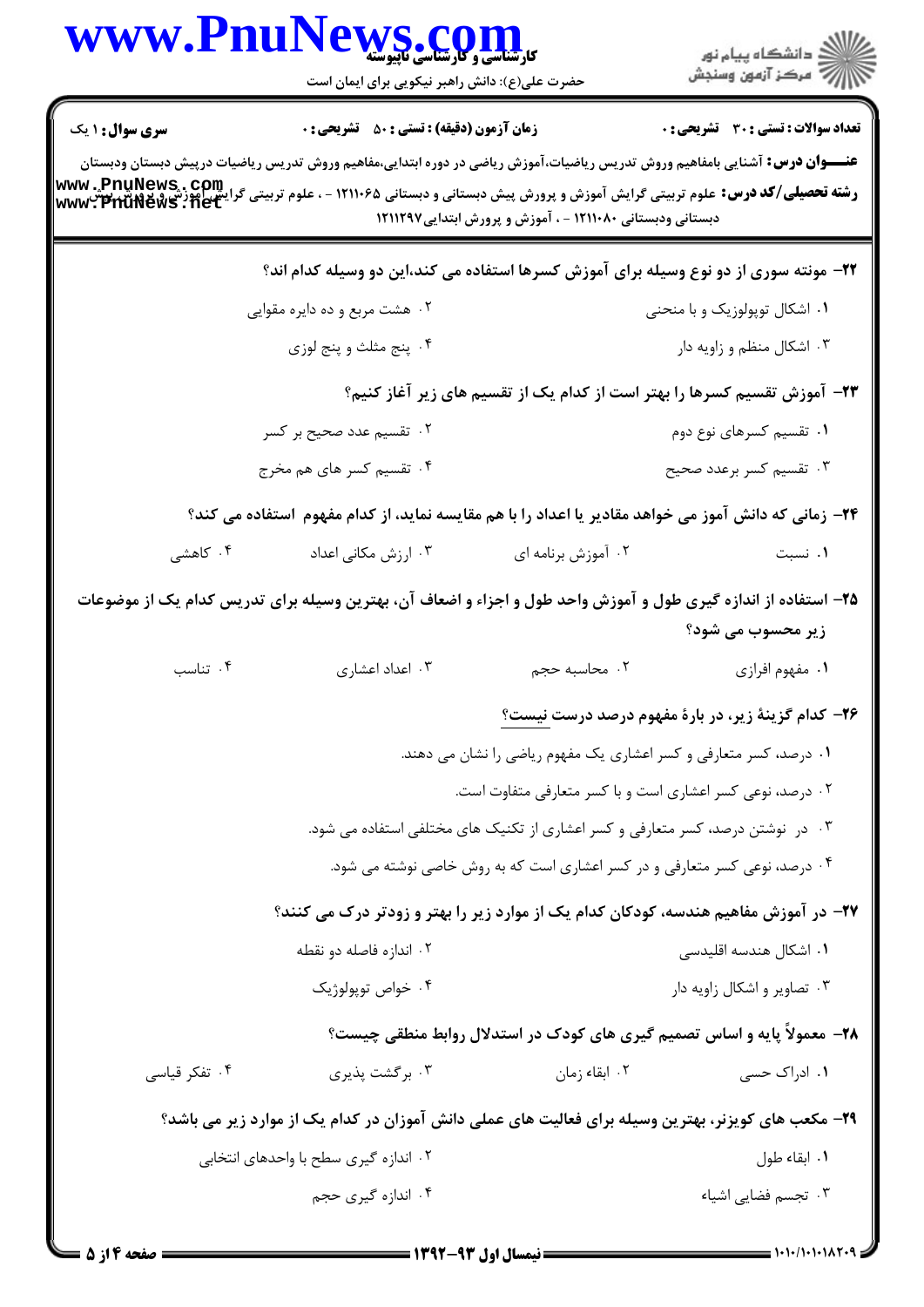**سری سوال:** ۱ یک | **زمان آزمون (دقیقه) : تستی :** ۵۰ **تشریحی :** ۰ | **تعداد سوالات : تستی :** ۳۰ **تشریحی :** ۰

**عنـــوان درس:** آشنایی بامفاهیم وروش تدریس ریاضیات،آموزش ریاضی در دوره ابتدایی،مفاهیم وروش تدریس ریاضیات درپیش دبستان ودبستان

**رشته تحصیلی/کد درس:** علوم تربیتی گرایش آموزش و پرورش پیش دبستانی و دبستانی ۱۲۱۱۰۶۵ - ، علوم تربیتی گرایش آموزش و پرورش پیش دبستانی ودبستانی ۱۲۱۱۰۸۰ - ، آموزش و پرورش ابتدایی ۱۲۱۱۲۹۷

۲۲- مونته سوری از دو نوع وسیله برای آموزش کسرها استفاده می کند،این دو وسیله کدام اند؟

۱. اشکال توپولوزیک و با منحنی

۲. هشت مربع و ده دایره مقوایی

۳. اشکال منظم و زاویه دار

۴. پنج مثلث و پنج لوزی

۲۳- آموزش تقسیم کسرها را بهتر است از کدام یک از تقسیم های زیر آغاز کنیم؟

۱. تقسیم کسرهای نوع دوم

۲. تقسیم عدد صحیح بر کسر

۳. تقسیم کسر برعدد صحیح

۴. تقسیم کسر های هم مخرج

۲۴- زمانی که دانش آموز می خواهد مقادیر یا اعداد را با هم مقایسه نماید، از کدام مفهوم استفاده می کند؟

۱. نسبت

۲. آموزش برنامه ای

۳. ارزش مکانی اعداد

۴. کاهشی

۲۵- استفاده از اندازه گیری طول و آموزش واحد طول و اجزاء و اضعاف آن، بهترین وسیله برای تدریس کدام یک از موضوعات زیر محسوب می شود؟

۱. مفهوم افزایی

۲. محاسبه حجم

۳. اعداد اعشاری

۴. تناسب

۲۶- کدام گزینهٔ زیر، در بارهٔ مفهوم درصد درست نیست؟

۱. درصد، کسر متعارفی و کسر اعشاری یک مفهوم ریاضی را نشان می دهند.

۲. درصد، نوعی کسر اعشاری است و با کسر متعارفی متفاوت است.

۳. در نوشتن درصد، کسر متعارفی و کسر اعشاری از تکنیک های مختلفی استفاده می شود.

۴. درصد، نوعی کسر متعارفی و در کسر اعشاری است که به روش خاصی نوشته می شود.

۲۷- در آموزش مفاهیم هندسه، کودکان کدام یک از موارد زیر را بهتر و زودتر درک می کنند؟

۱. اشکال هندسه اقلیدسی

۲. اندازه فاصله دو نقطه

۳. تصاویر و اشکال زاویه دار

۴. خواص توپولوژیک

۲۸- معمولاً پایه و اساس تصمیم گیری های کودک در استدلال روابط منطقی چیست؟

۱. ادراک حسی

۲. ابقاء زمان

۳. برگشت پذیری

۴. تفکر قیاسی

۲۹- مکعب های کویزنر، بهترین وسیله برای فعالیت های عملی دانش آموزان در کدام یک از موارد زیر می باشد؟

۱. ابقاء طول

۲. اندازه گیری سطح با واحدهای انتخابی

۳. تجسم فضایی اشیاء

۴. اندازه گیری حجم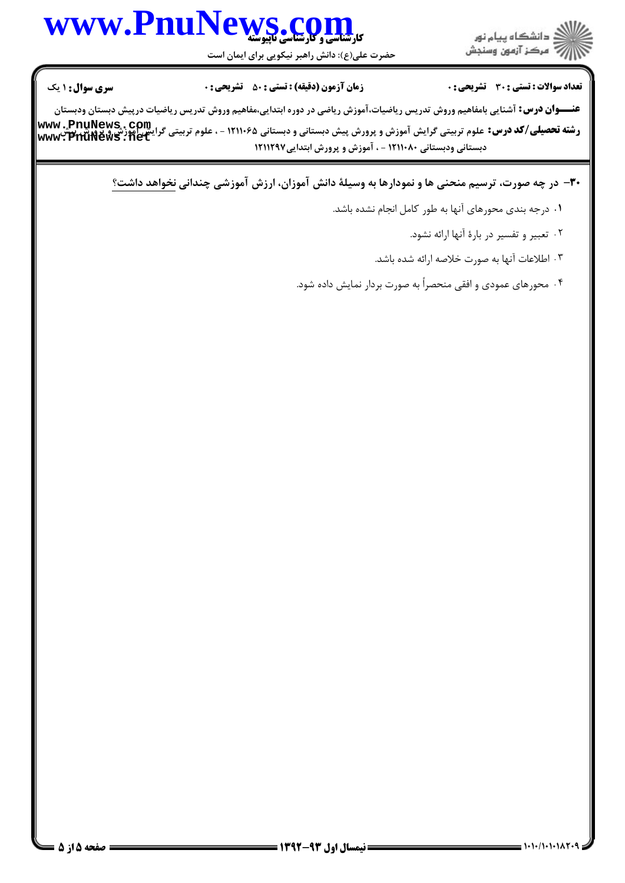**۳۰-** در چه صورت، ترسیم منحنی ها و نمودارها به وسیلهٔ دانش آموزان، ارزش آموزشی چندانی نخواهد داشت؟

۱. درجه بندی محورهای آنها به طور کامل انجام نشده باشد.

۲. تعبیر و تفسیر در بارهٔ آنها ارائه نشود.

۳. اطلاعات آنها به صورت خلاصه ارائه شده باشد.

۴. محورهای عمودی و افقی منحصراً به صورت بردار نمایش داده شود.